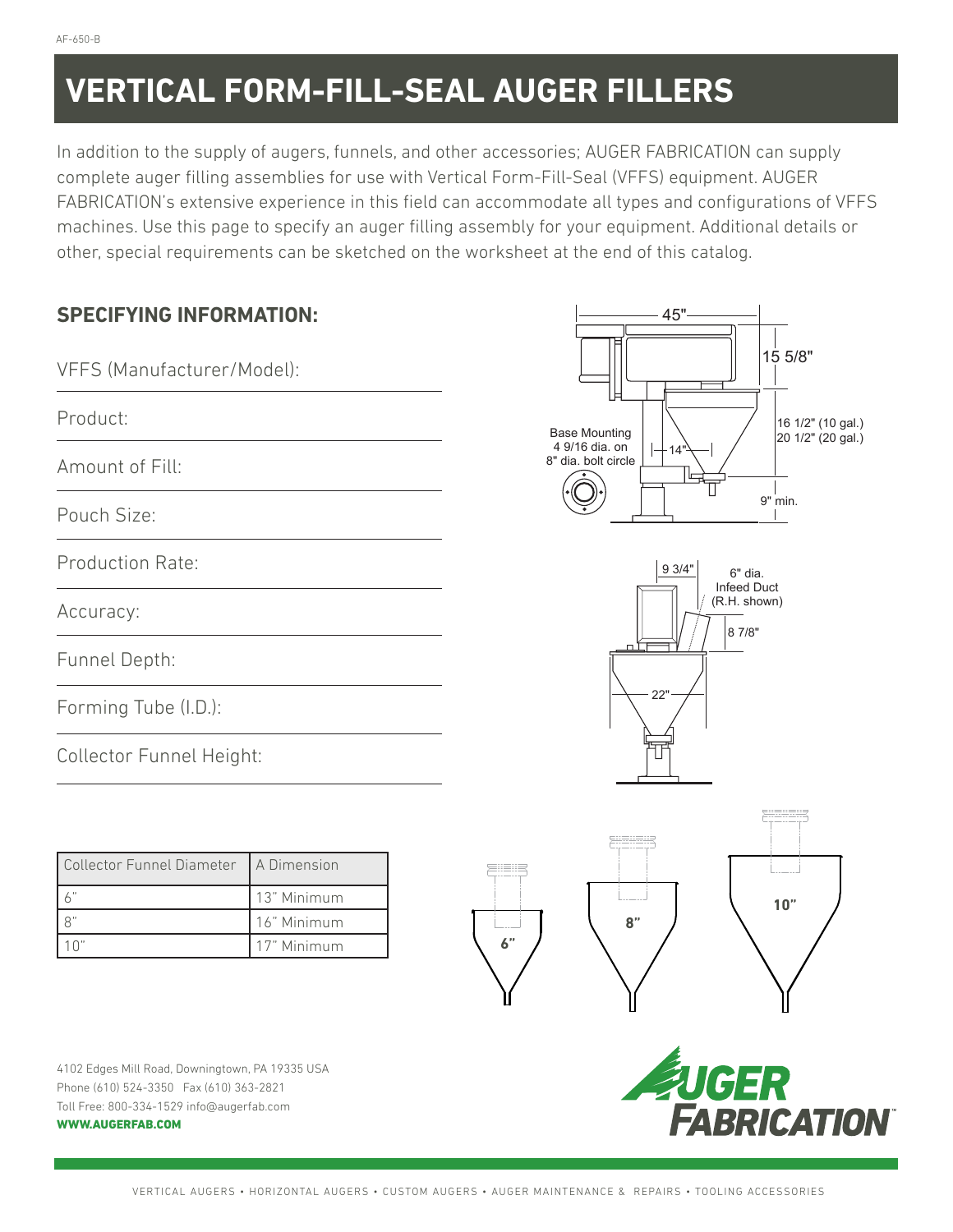# VERTICAL FORM-FILL-SEAL AUGER FILLERS

In addition to the supply of augers, funnels, and other accessories; AUGER FABRICATION can supply complete auger filling assemblies for use with Vertical Form-Fill-Seal (VFFS) equipment. AUGER FABRICATION's extensive experience in this field can accommodate all types and configurations of VFFS machines. Use this page to specify an auger filling assembly for your equipment. Additional details or other, special requirements can be sketched on the worksheet at the end of this catalog.

## SPECIFYING INFORMATION:

VFFS (Manufacturer/Model): \_\_\_\_\_\_\_\_\_\_\_\_\_\_\_\_

Product: \_\_\_\_\_\_\_\_\_\_\_\_\_\_\_\_

Amount of Fill: \_\_\_\_\_\_\_\_\_\_\_\_\_\_\_\_

Pouch Size: \_\_\_\_\_\_\_\_\_\_\_\_\_\_\_\_

Production Rate: \_\_\_\_\_\_\_\_\_\_\_\_\_\_\_\_

Accuracy: \_\_\_\_\_\_\_\_\_\_\_\_\_\_\_\_

Funnel Depth: \_\_\_\_\_\_\_\_\_\_\_\_\_\_\_\_

Forming Tube (I.D.): \_\_\_\_\_\_\_\_\_\_\_\_\_\_\_\_

Collector Funnel Height: \_\_\_\_\_\_\_\_\_\_\_\_\_\_\_\_

45"

15 5/8"

16 1/2" (10 gal.)
20 1/2" (20 gal.)

14"

Base Mounting
4 9/16 dia. on
8" dia. bolt circle

9" min.

9 3/4"

6" dia.
Infeed Duct
(R.H. shown)

8 7/8"

22"

| Collector Funnel Diameter | A Dimension |
|---|---|
| 6" | 13" Minimum |
| 8" | 16" Minimum |
| 10" | 17" Minimum |

6" 8" 10"

4102 Edges Mill Road, Downingtown, PA 19335 USA
Phone (610) 524-3350 Fax (610) 363-2821
Toll Free: 800-334-1529 info@augerfab.com
**WWW.AUGERFAB.COM**

AUGER FABRICATION™

VERTICAL AUGERS • HORIZONTAL AUGERS • CUSTOM AUGERS • AUGER MAINTENANCE & REPAIRS • TOOLING ACCESSORIES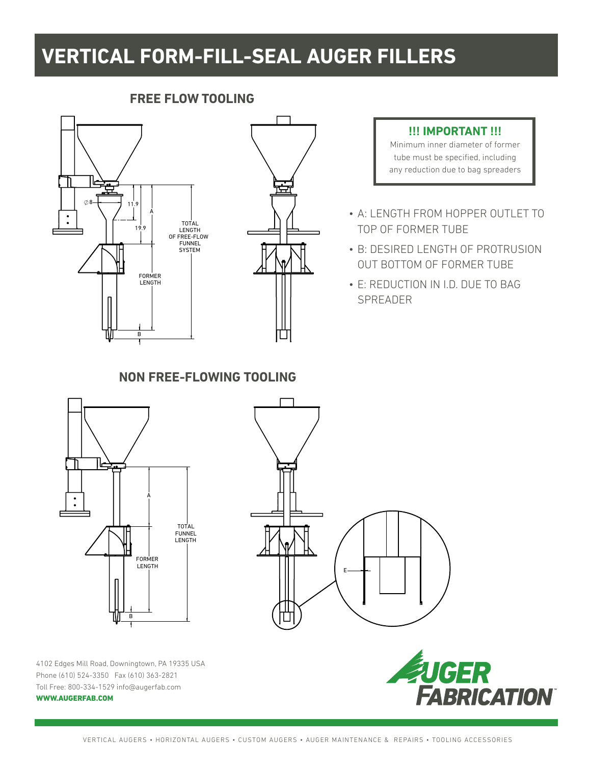# VERTICAL FORM-FILL-SEAL AUGER FILLERS

## FREE FLOW TOOLING

∅8

11.9

19.9

A

TOTAL LENGTH OF FREE-FLOW FUNNEL SYSTEM

FORMER LENGTH

B

**!!! IMPORTANT !!!**

Minimum inner diameter of former tube must be specified, including any reduction due to bag spreaders

- A: LENGTH FROM HOPPER OUTLET TO TOP OF FORMER TUBE
- B: DESIRED LENGTH OF PROTRUSION OUT BOTTOM OF FORMER TUBE
- E: REDUCTION IN I.D. DUE TO BAG SPREADER

## NON FREE-FLOWING TOOLING

A

TOTAL FUNNEL LENGTH

FORMER LENGTH

B

E

4102 Edges Mill Road, Downingtown, PA 19335 USA
Phone (610) 524-3350 Fax (610) 363-2821
Toll Free: 800-334-1529 info@augerfab.com
**WWW.AUGERFAB.COM**

AUGER FABRICATION

VERTICAL AUGERS • HORIZONTAL AUGERS • CUSTOM AUGERS • AUGER MAINTENANCE & REPAIRS • TOOLING ACCESSORIES